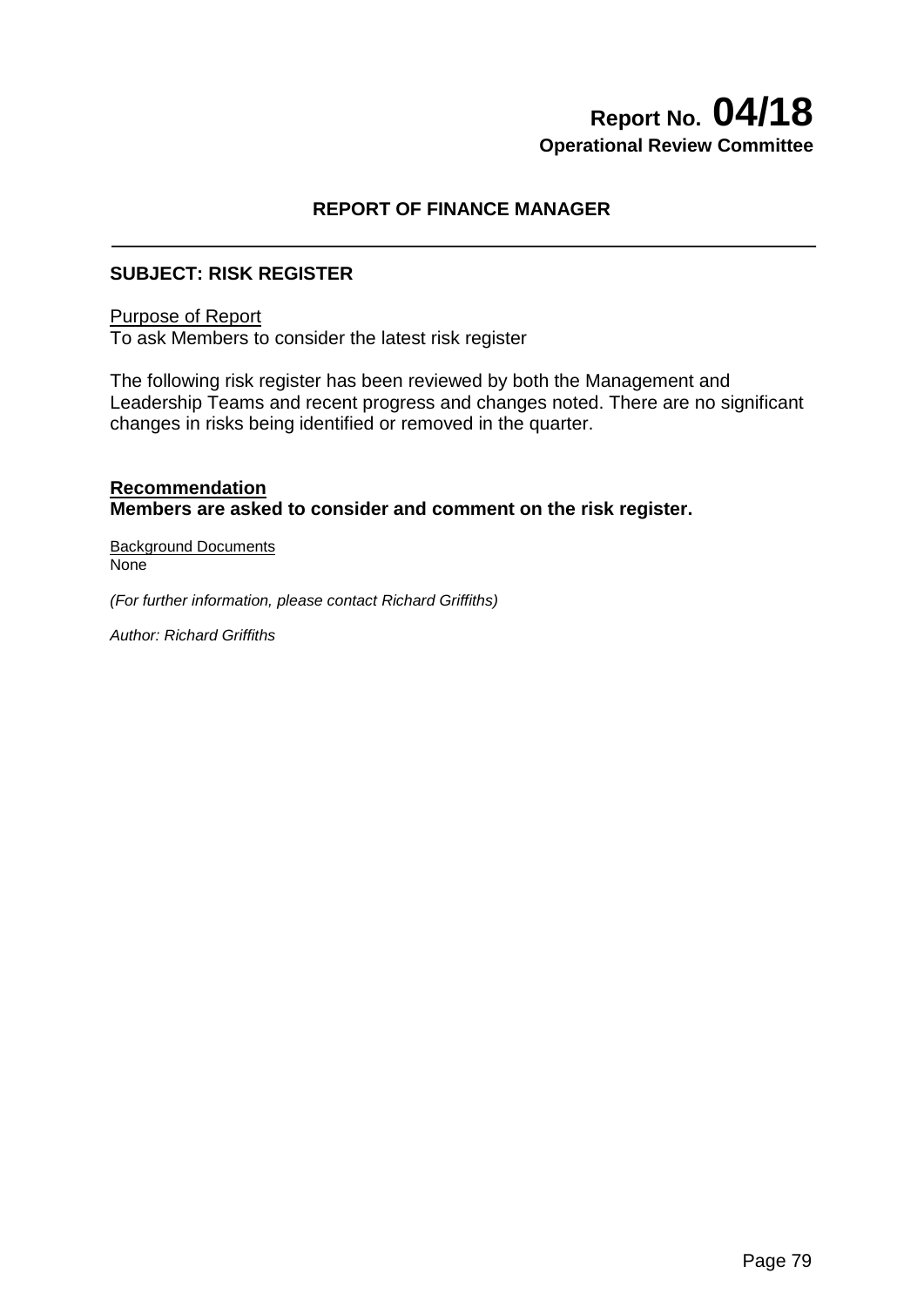# Report No. 04/18

**Operational Review Committee**

## REPORT OF FINANCE MANAGER

---

**SUBJECT: RISK REGISTER**

<u>Purpose of Report</u>

To ask Members to consider the latest risk register

The following risk register has been reviewed by both the Management and Leadership Teams and recent progress and changes noted. There are no significant changes in risks being identified or removed in the quarter.

**<u>Recommendation</u>**

**Members are asked to consider and comment on the risk register.**

<u>Background Documents</u>

None

*(For further information, please contact Richard Griffiths)*

*Author: Richard Griffiths*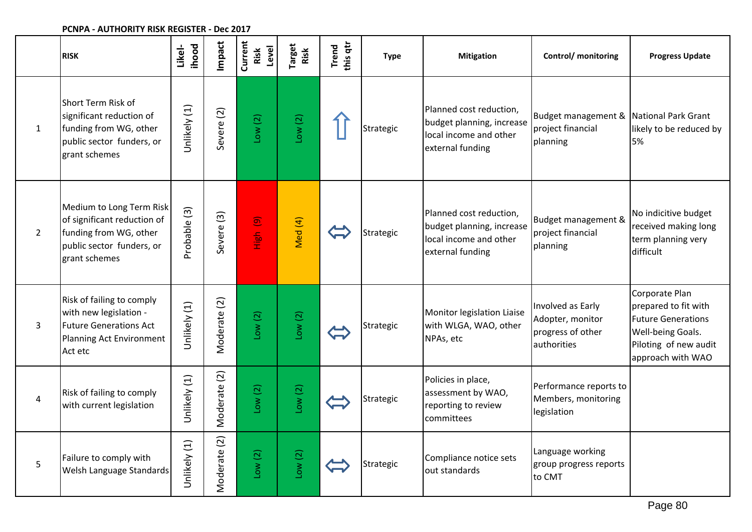**PCNPA - AUTHORITY RISK REGISTER - Dec 2017**

| | RISK | Likelihood | Impact | Current Risk Level | Target Risk | Trend this qtr | Type | Mitigation | Control/ monitoring | Progress Update |
|---|---|---|---|---|---|---|---|---|---|---|
| 1 | Short Term Risk of significant reduction of funding from WG, other public sector funders, or grant schemes | Unlikely (1) | Severe (2) | Low (2) | Low (2) | ⇧ | Strategic | Planned cost reduction, budget planning, increase local income and other external funding | Budget management & project financial planning | National Park Grant likely to be reduced by 5% |
| 2 | Medium to Long Term Risk of significant reduction of funding from WG, other public sector funders, or grant schemes | Probable (3) | Severe (3) | High (9) | Med (4) | ⇔ | Strategic | Planned cost reduction, budget planning, increase local income and other external funding | Budget management & project financial planning | No indicitive budget received making long term planning very difficult |
| 3 | Risk of failing to comply with new legislation - Future Generations Act Planning Act Environment Act etc | Unlikely (1) | Moderate (2) | Low (2) | Low (2) | ⇔ | Strategic | Monitor legislation Liaise with WLGA, WAO, other NPAs, etc | Involved as Early Adopter, monitor progress of other authorities | Corporate Plan prepared to fit with Future Generations Well-being Goals. Piloting of new audit approach with WAO |
| 4 | Risk of failing to comply with current legislation | Unlikely (1) | Moderate (2) | Low (2) | Low (2) | ⇔ | Strategic | Policies in place, assessment by WAO, reporting to review committees | Performance reports to Members, monitoring legislation | |
| 5 | Failure to comply with Welsh Language Standards | Unlikely (1) | Moderate (2) | Low (2) | Low (2) | ⇔ | Strategic | Compliance notice sets out standards | Language working group progress reports to CMT | |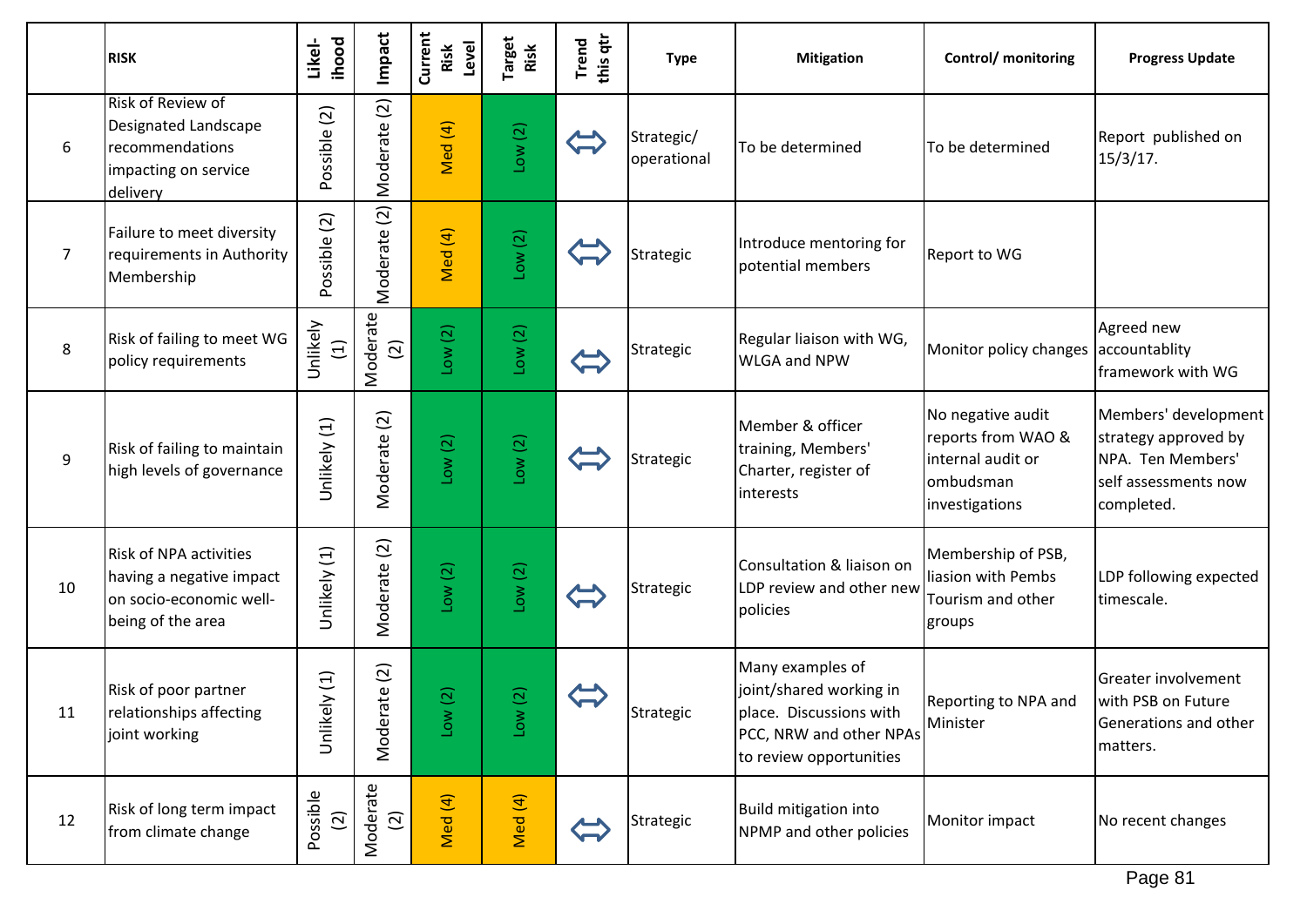| | RISK | Likel-ihood | Impact | Current Risk Level | Target Risk | Trend this qtr | Type | Mitigation | Control/ monitoring | Progress Update |
|---|---|---|---|---|---|---|---|---|---|---|
| 6 | Risk of Review of Designated Landscape recommendations impacting on service delivery | Possible (2) | Moderate (2) | Med (4) | Low (2) | ⇔ | Strategic/ operational | To be determined | To be determined | Report published on 15/3/17. |
| 7 | Failure to meet diversity requirements in Authority Membership | Possible (2) | Moderate (2) | Med (4) | Low (2) | ⇔ | Strategic | Introduce mentoring for potential members | Report to WG | |
| 8 | Risk of failing to meet WG policy requirements | Unlikely (1) | Moderate (2) | Low (2) | Low (2) | ⇔ | Strategic | Regular liaison with WG, WLGA and NPW | Monitor policy changes | Agreed new accountablity framework with WG |
| 9 | Risk of failing to maintain high levels of governance | Unlikely (1) | Moderate (2) | Low (2) | Low (2) | ⇔ | Strategic | Member & officer training, Members' Charter, register of interests | No negative audit reports from WAO & internal audit or ombudsman investigations | Members' development strategy approved by NPA. Ten Members' self assessments now completed. |
| 10 | Risk of NPA activities having a negative impact on socio-economic well-being of the area | Unlikely (1) | Moderate (2) | Low (2) | Low (2) | ⇔ | Strategic | Consultation & liaison on LDP review and other new policies | Membership of PSB, liasion with Pembs Tourism and other groups | LDP following expected timescale. |
| 11 | Risk of poor partner relationships affecting joint working | Unlikely (1) | Moderate (2) | Low (2) | Low (2) | ⇔ | Strategic | Many examples of joint/shared working in place. Discussions with PCC, NRW and other NPAs to review opportunities | Reporting to NPA and Minister | Greater involvement with PSB on Future Generations and other matters. |
| 12 | Risk of long term impact from climate change | Possible (2) | Moderate (2) | Med (4) | Med (4) | ⇔ | Strategic | Build mitigation into NPMP and other policies | Monitor impact | No recent changes |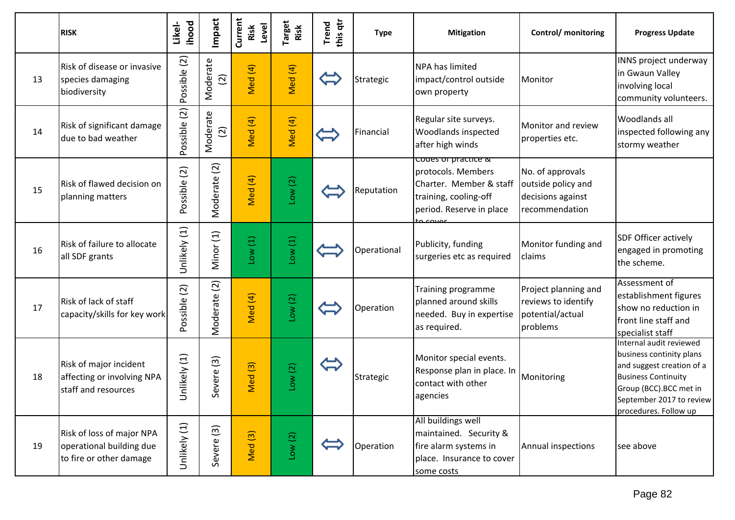|  | RISK | Likel-ihood | Impact | Current Risk Level | Target Risk | Trend this qtr | Type | Mitigation | Control/ monitoring | Progress Update |
|---|---|---|---|---|---|---|---|---|---|---|
| 13 | Risk of disease or invasive species damaging biodiversity | Possible (2) | Moderate (2) | Med (4) | Med (4) | ⇔ | Strategic | NPA has limited impact/control outside own property | Monitor | INNS project underway in Gwaun Valley involving local community volunteers. |
| 14 | Risk of significant damage due to bad weather | Possible (2) | Moderate (2) | Med (4) | Med (4) | ⇔ | Financial | Regular site surveys. Woodlands inspected after high winds | Monitor and review properties etc. | Woodlands all inspected following any stormy weather |
| 15 | Risk of flawed decision on planning matters | Possible (2) | Moderate (2) | Med (4) | Low (2) | ⇔ | Reputation | Codes of practice & protocols. Members Charter. Member & staff training, cooling-off period. Reserve in place to cover | No. of approvals outside policy and decisions against recommendation |  |
| 16 | Risk of failure to allocate all SDF grants | Unlikely (1) | Minor (1) | Low (1) | Low (1) | ⇔ | Operational | Publicity, funding surgeries etc as required | Monitor funding and claims | SDF Officer actively engaged in promoting the scheme. |
| 17 | Risk of lack of staff capacity/skills for key work | Possible (2) | Moderate (2) | Med (4) | Low (2) | ⇔ | Operation | Training programme planned around skills needed. Buy in expertise as required. | Project planning and reviews to identify potential/actual problems | Assessment of establishment figures show no reduction in front line staff and specialist staff |
| 18 | Risk of major incident affecting or involving NPA staff and resources | Unlikely (1) | Severe (3) | Med (3) | Low (2) | ⇔ | Strategic | Monitor special events. Response plan in place. In contact with other agencies | Monitoring | Internal audit reviewed business continity plans and suggest creation of a Business Continuity Group (BCC).BCC met in September 2017 to review procedures. Follow up |
| 19 | Risk of loss of major NPA operational building due to fire or other damage | Unlikely (1) | Severe (3) | Med (3) | Low (2) | ⇔ | Operation | All buildings well maintained. Security & fire alarm systems in place. Insurance to cover some costs | Annual inspections | see above |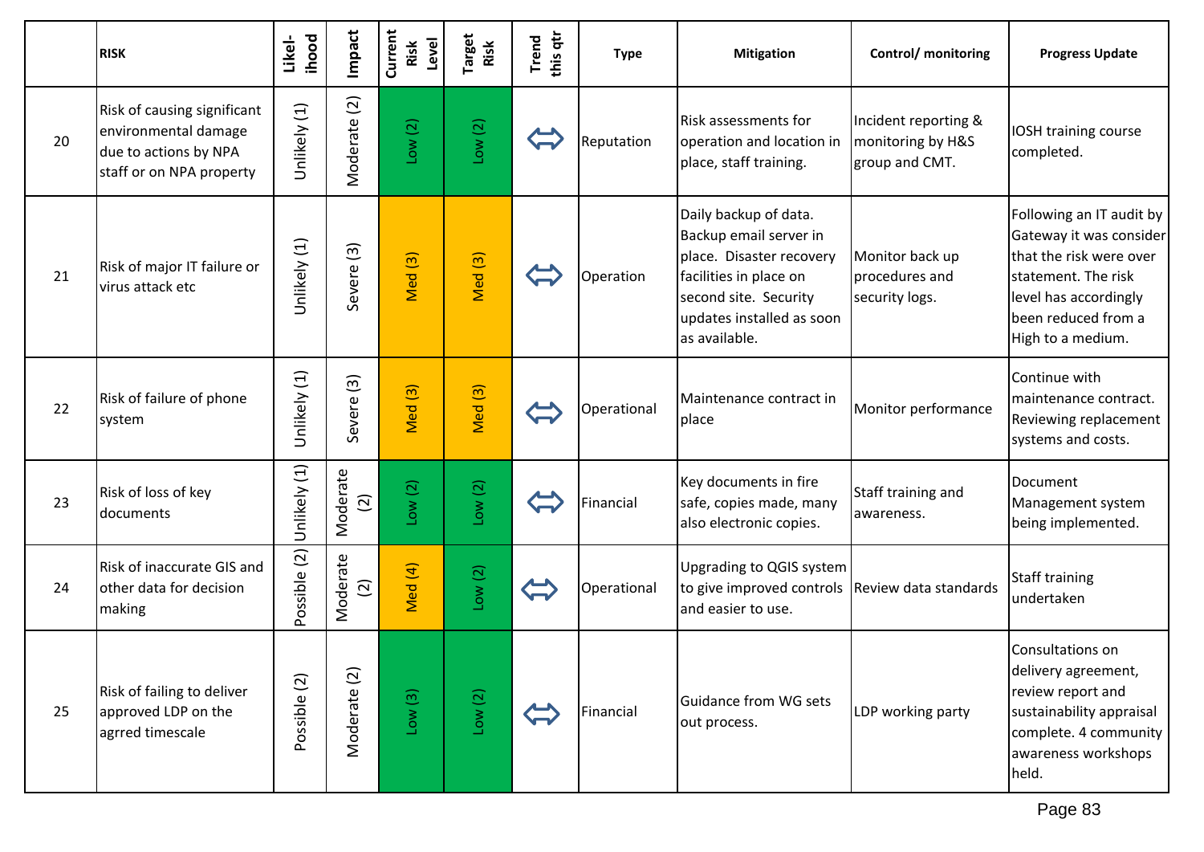| | RISK | Likel-ihood | Impact | Current Risk Level | Target Risk | Trend this qtr | Type | Mitigation | Control/ monitoring | Progress Update |
|---|---|---|---|---|---|---|---|---|---|---|
| 20 | Risk of causing significant environmental damage due to actions by NPA staff or on NPA property | Unlikely (1) | Moderate (2) | Low (2) | Low (2) | ⇔ | Reputation | Risk assessments for operation and location in place, staff training. | Incident reporting & monitoring by H&S group and CMT. | IOSH training course completed. |
| 21 | Risk of major IT failure or virus attack etc | Unlikely (1) | Severe (3) | Med (3) | Med (3) | ⇔ | Operation | Daily backup of data. Backup email server in place. Disaster recovery facilities in place on second site. Security updates installed as soon as available. | Monitor back up procedures and security logs. | Following an IT audit by Gateway it was consider that the risk were over statement. The risk level has accordingly been reduced from a High to a medium. |
| 22 | Risk of failure of phone system | Unlikely (1) | Severe (3) | Med (3) | Med (3) | ⇔ | Operational | Maintenance contract in place | Monitor performance | Continue with maintenance contract. Reviewing replacement systems and costs. |
| 23 | Risk of loss of key documents | Unlikely (1) | Moderate (2) | Low (2) | Low (2) | ⇔ | Financial | Key documents in fire safe, copies made, many also electronic copies. | Staff training and awareness. | Document Management system being implemented. |
| 24 | Risk of inaccurate GIS and other data for decision making | Possible (2) | Moderate (2) | Med (4) | Low (2) | ⇔ | Operational | Upgrading to QGIS system to give improved controls and easier to use. | Review data standards | Staff training undertaken |
| 25 | Risk of failing to deliver approved LDP on the agrred timescale | Possible (2) | Moderate (2) | Low (3) | Low (2) | ⇔ | Financial | Guidance from WG sets out process. | LDP working party | Consultations on delivery agreement, review report and sustainability appraisal complete. 4 community awareness workshops held. |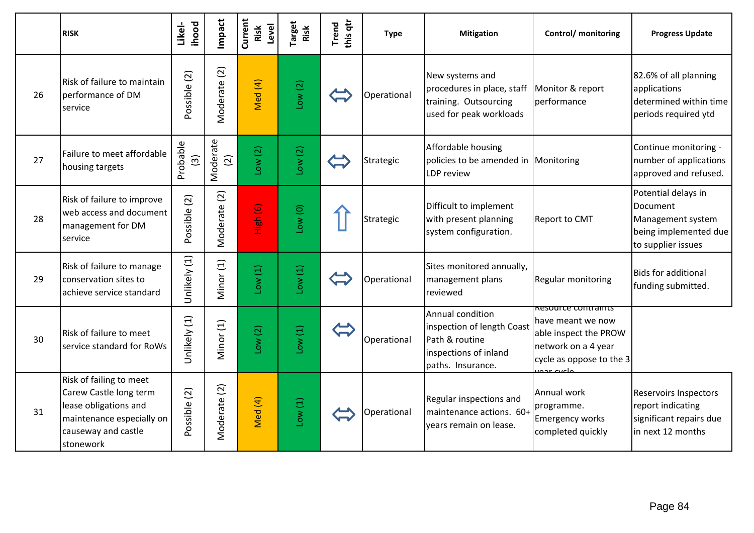| | RISK | Likelihood | Impact | Current Risk Level | Target Risk | Trend this qtr | Type | Mitigation | Control/ monitoring | Progress Update |
|---|---|---|---|---|---|---|---|---|---|---|
| 26 | Risk of failure to maintain performance of DM service | Possible (2) | Moderate (2) | Med (4) | Low (2) | ⇔ | Operational | New systems and procedures in place, staff training. Outsourcing used for peak workloads | Monitor & report performance | 82.6% of all planning applications determined within time periods required ytd |
| 27 | Failure to meet affordable housing targets | Probable (3) | Moderate (2) | Low (2) | Low (2) | ⇔ | Strategic | Affordable housing policies to be amended in LDP review | Monitoring | Continue monitoring - number of applications approved and refused. |
| 28 | Risk of failure to improve web access and document management for DM service | Possible (2) | Moderate (2) | High (6) | Low (0) | ⇧ | Strategic | Difficult to implement with present planning system configuration. | Report to CMT | Potential delays in Document Management system being implemented due to supplier issues |
| 29 | Risk of failure to manage conservation sites to achieve service standard | Unlikely (1) | Minor (1) | Low (1) | Low (1) | ⇔ | Operational | Sites monitored annually, management plans reviewed | Regular monitoring | Bids for additional funding submitted. |
| 30 | Risk of failure to meet service standard for RoWs | Unlikely (1) | Minor (1) | Low (2) | Low (1) | ⇔ | Operational | Annual condition inspection of length Coast Path & routine inspections of inland paths. Insurance. | Resource contraints have meant we now able inspect the PROW network on a 4 year cycle as oppose to the 3 year cycle | |
| 31 | Risk of failing to meet Carew Castle long term lease obligations and maintenance especially on causeway and castle stonework | Possible (2) | Moderate (2) | Med (4) | Low (1) | ⇔ | Operational | Regular inspections and maintenance actions. 60+ years remain on lease. | Annual work programme. Emergency works completed quickly | Reservoirs Inspectors report indicating significant repairs due in next 12 months |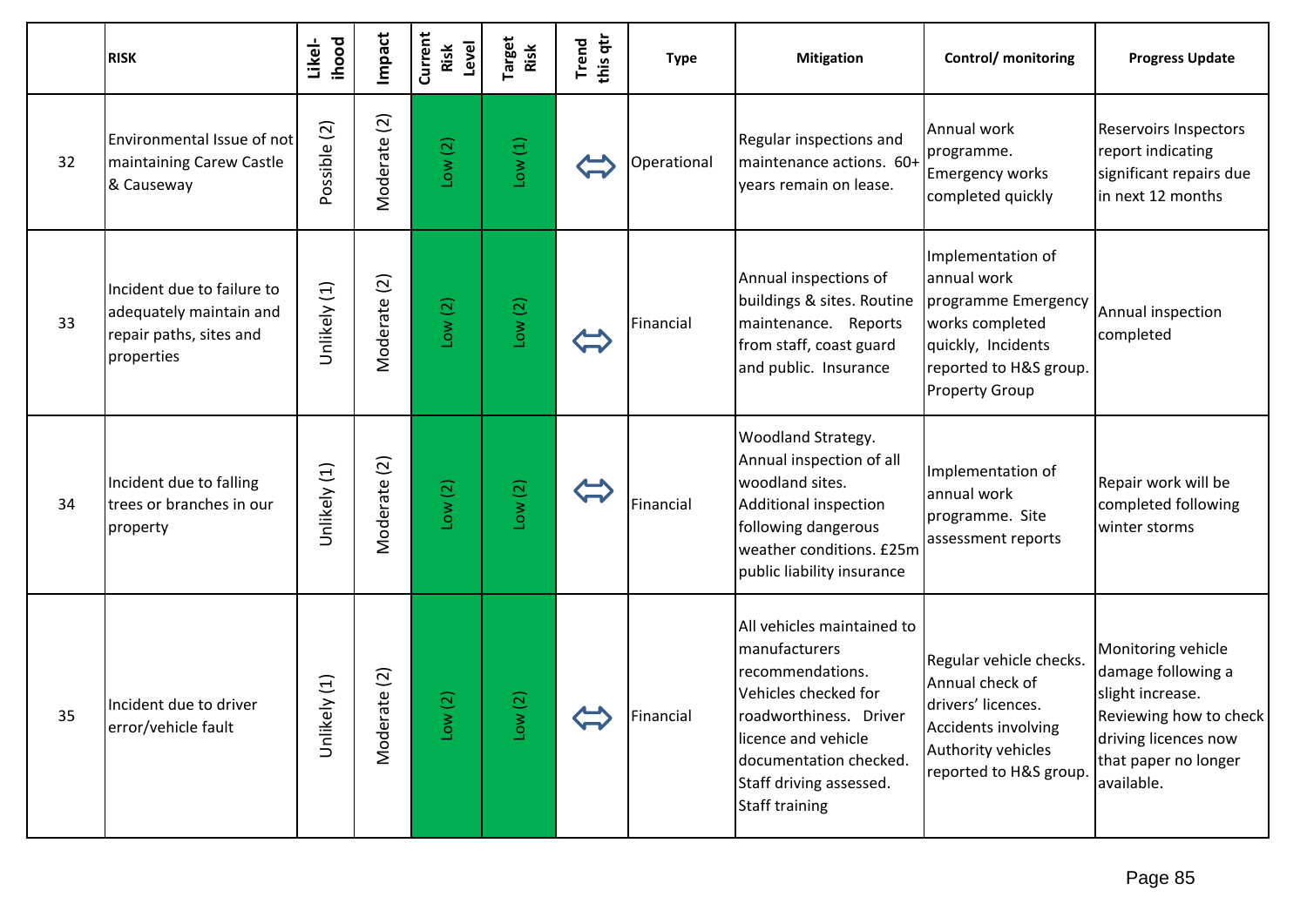|  | RISK | Likel-ihood | Impact | Current Risk Level | Target Risk | Trend this qtr | Type | Mitigation | Control/ monitoring | Progress Update |
|---|---|---|---|---|---|---|---|---|---|---|
| 32 | Environmental Issue of not maintaining Carew Castle & Causeway | Possible (2) | Moderate (2) | Low (2) | Low (1) | ⇔ | Operational | Regular inspections and maintenance actions. 60+ years remain on lease. | Annual work programme. Emergency works completed quickly | Reservoirs Inspectors report indicating significant repairs due in next 12 months |
| 33 | Incident due to failure to adequately maintain and repair paths, sites and properties | Unlikely (1) | Moderate (2) | Low (2) | Low (2) | ⇔ | Financial | Annual inspections of buildings & sites. Routine maintenance. Reports from staff, coast guard and public. Insurance | Implementation of annual work programme Emergency works completed quickly, Incidents reported to H&S group. Property Group | Annual inspection completed |
| 34 | Incident due to falling trees or branches in our property | Unlikely (1) | Moderate (2) | Low (2) | Low (2) | ⇔ | Financial | Woodland Strategy. Annual inspection of all woodland sites. Additional inspection following dangerous weather conditions. £25m public liability insurance | Implementation of annual work programme. Site assessment reports | Repair work will be completed following winter storms |
| 35 | Incident due to driver error/vehicle fault | Unlikely (1) | Moderate (2) | Low (2) | Low (2) | ⇔ | Financial | All vehicles maintained to manufacturers recommendations. Vehicles checked for roadworthiness. Driver licence and vehicle documentation checked. Staff driving assessed. Staff training | Regular vehicle checks. Annual check of drivers' licences. Accidents involving Authority vehicles reported to H&S group. | Monitoring vehicle damage following a slight increase. Reviewing how to check driving licences now that paper no longer available. |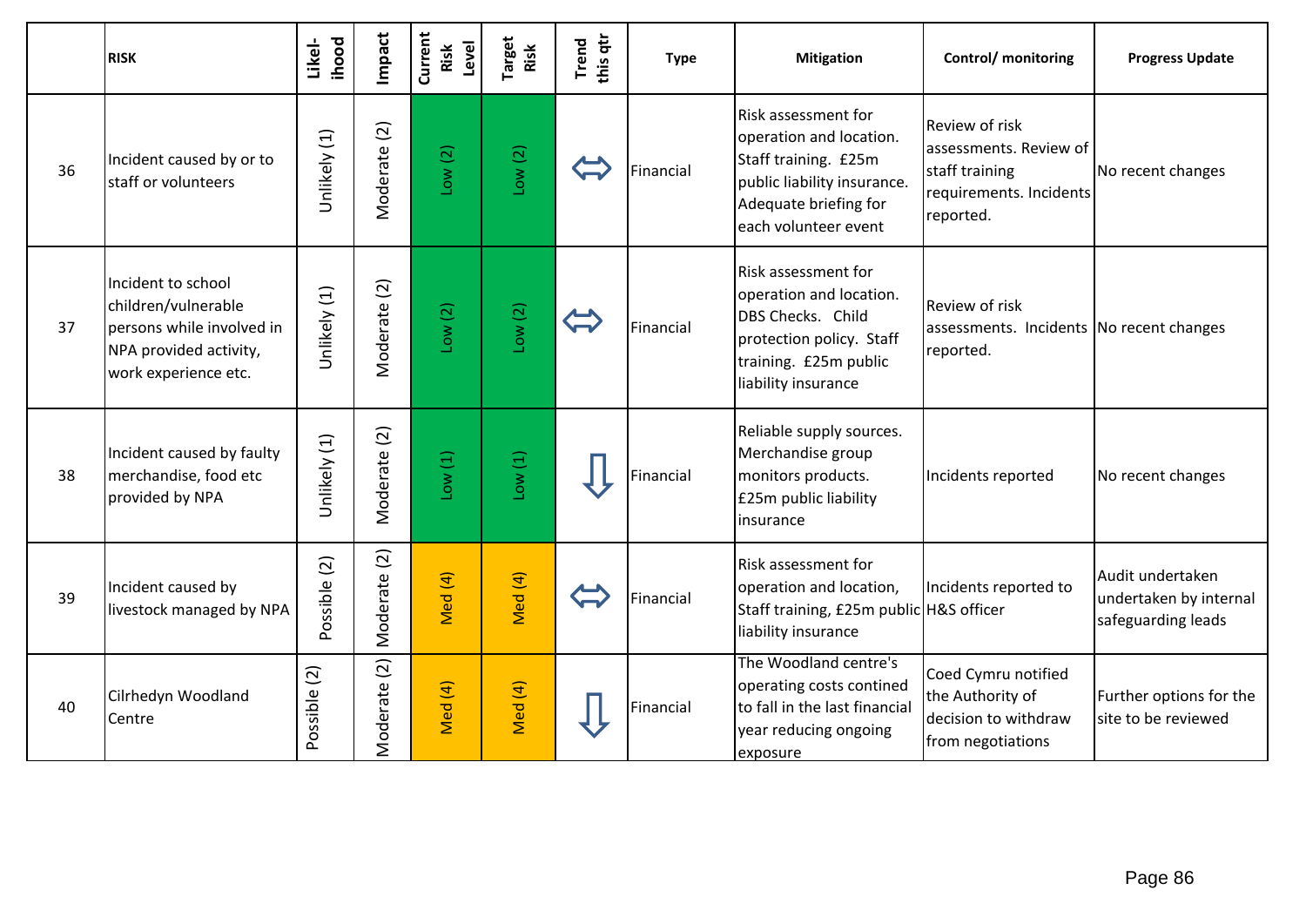| | RISK | Likel-ihood | Impact | Current Risk Level | Target Risk | Trend this qtr | Type | Mitigation | Control/ monitoring | Progress Update |
|---|---|---|---|---|---|---|---|---|---|---|
| 36 | Incident caused by or to staff or volunteers | Unlikely (1) | Moderate (2) | Low (2) | Low (2) | ⇔ | Financial | Risk assessment for operation and location. Staff training. £25m public liability insurance. Adequate briefing for each volunteer event | Review of risk assessments. Review of staff training requirements. Incidents reported. | No recent changes |
| 37 | Incident to school children/vulnerable persons while involved in NPA provided activity, work experience etc. | Unlikely (1) | Moderate (2) | Low (2) | Low (2) | ⇔ | Financial | Risk assessment for operation and location. DBS Checks. Child protection policy. Staff training. £25m public liability insurance | Review of risk assessments. Incidents reported. | No recent changes |
| 38 | Incident caused by faulty merchandise, food etc provided by NPA | Unlikely (1) | Moderate (2) | Low (1) | Low (1) | ⇩ | Financial | Reliable supply sources. Merchandise group monitors products. £25m public liability insurance | Incidents reported | No recent changes |
| 39 | Incident caused by livestock managed by NPA | Possible (2) | Moderate (2) | Med (4) | Med (4) | ⇔ | Financial | Risk assessment for operation and location, Staff training, £25m public liability insurance | Incidents reported to H&S officer | Audit undertaken undertaken by internal safeguarding leads |
| 40 | Cilrhedyn Woodland Centre | Possible (2) | Moderate (2) | Med (4) | Med (4) | ⇩ | Financial | The Woodland centre's operating costs contined to fall in the last financial year reducing ongoing exposure | Coed Cymru notified the Authority of decision to withdraw from negotiations | Further options for the site to be reviewed |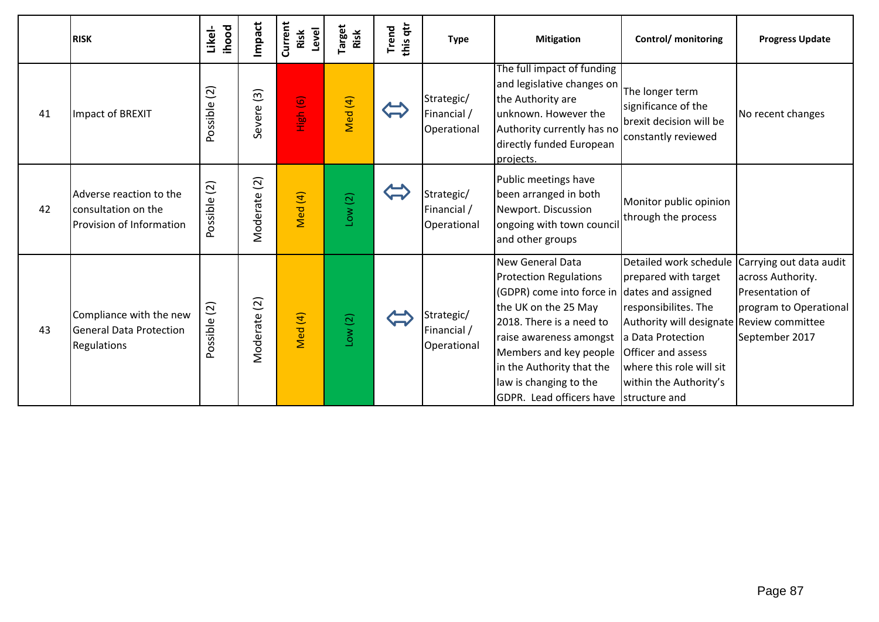| | RISK | Likel-ihood | Impact | Current Risk Level | Target Risk | Trend this qtr | Type | Mitigation | Control/ monitoring | Progress Update |
|---|---|---|---|---|---|---|---|---|---|---|
| 41 | Impact of BREXIT | Possible (2) | Severe (3) | High (6) | Med (4) | ⇔ | Strategic/ Financial / Operational | The full impact of funding and legislative changes on the Authority are unknown. However the Authority currently has no directly funded European projects. | The longer term significance of the brexit decision will be constantly reviewed | No recent changes |
| 42 | Adverse reaction to the consultation on the Provision of Information | Possible (2) | Moderate (2) | Med (4) | Low (2) | ⇔ | Strategic/ Financial / Operational | Public meetings have been arranged in both Newport. Discussion ongoing with town council and other groups | Monitor public opinion through the process | |
| 43 | Compliance with the new General Data Protection Regulations | Possible (2) | Moderate (2) | Med (4) | Low (2) | ⇔ | Strategic/ Financial / Operational | New General Data Protection Regulations (GDPR) come into force in the UK on the 25 May 2018. There is a need to raise awareness amongst Members and key people in the Authority that the law is changing to the GDPR. Lead officers have | Detailed work schedule prepared with target dates and assigned responsibilites. The Authority will designate a Data Protection Officer and assess where this role will sit within the Authority's structure and | Carrying out data audit across Authority. Presentation of program to Operational Review committee September 2017 |